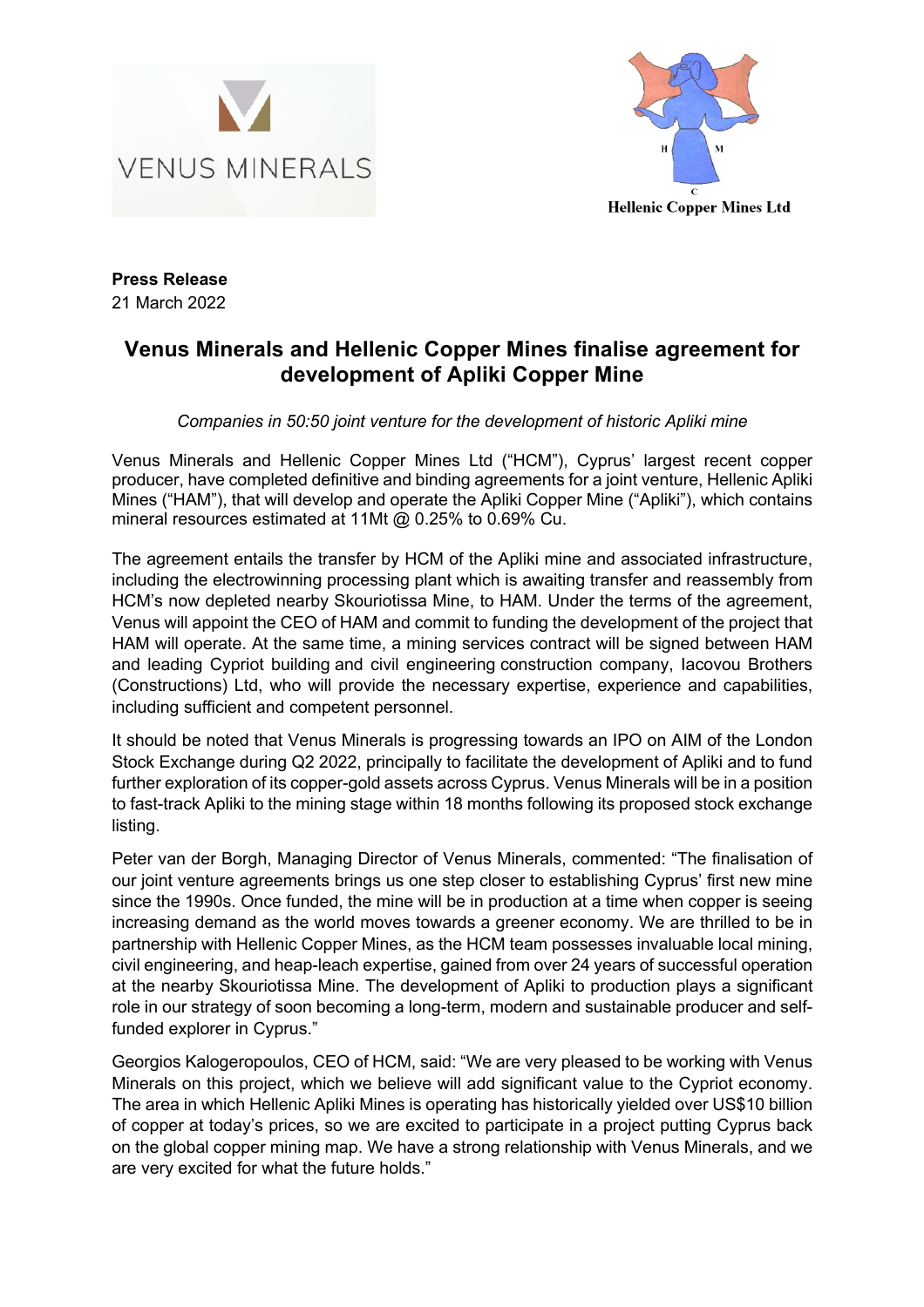VENUS MINERALS

Hellenic Copper Mines Ltd

**Press Release**
21 March 2022

# Venus Minerals and Hellenic Copper Mines finalise agreement for development of Apliki Copper Mine

*Companies in 50:50 joint venture for the development of historic Apliki mine*

Venus Minerals and Hellenic Copper Mines Ltd ("HCM"), Cyprus' largest recent copper producer, have completed definitive and binding agreements for a joint venture, Hellenic Apliki Mines ("HAM"), that will develop and operate the Apliki Copper Mine ("Apliki"), which contains mineral resources estimated at 11Mt @ 0.25% to 0.69% Cu.

The agreement entails the transfer by HCM of the Apliki mine and associated infrastructure, including the electrowinning processing plant which is awaiting transfer and reassembly from HCM's now depleted nearby Skouriotissa Mine, to HAM. Under the terms of the agreement, Venus will appoint the CEO of HAM and commit to funding the development of the project that HAM will operate. At the same time, a mining services contract will be signed between HAM and leading Cypriot building and civil engineering construction company, Iacovou Brothers (Constructions) Ltd, who will provide the necessary expertise, experience and capabilities, including sufficient and competent personnel.

It should be noted that Venus Minerals is progressing towards an IPO on AIM of the London Stock Exchange during Q2 2022, principally to facilitate the development of Apliki and to fund further exploration of its copper-gold assets across Cyprus. Venus Minerals will be in a position to fast-track Apliki to the mining stage within 18 months following its proposed stock exchange listing.

Peter van der Borgh, Managing Director of Venus Minerals, commented: "The finalisation of our joint venture agreements brings us one step closer to establishing Cyprus' first new mine since the 1990s. Once funded, the mine will be in production at a time when copper is seeing increasing demand as the world moves towards a greener economy. We are thrilled to be in partnership with Hellenic Copper Mines, as the HCM team possesses invaluable local mining, civil engineering, and heap-leach expertise, gained from over 24 years of successful operation at the nearby Skouriotissa Mine. The development of Apliki to production plays a significant role in our strategy of soon becoming a long-term, modern and sustainable producer and self-funded explorer in Cyprus."

Georgios Kalogeropoulos, CEO of HCM, said: "We are very pleased to be working with Venus Minerals on this project, which we believe will add significant value to the Cypriot economy. The area in which Hellenic Apliki Mines is operating has historically yielded over US$10 billion of copper at today's prices, so we are excited to participate in a project putting Cyprus back on the global copper mining map. We have a strong relationship with Venus Minerals, and we are very excited for what the future holds."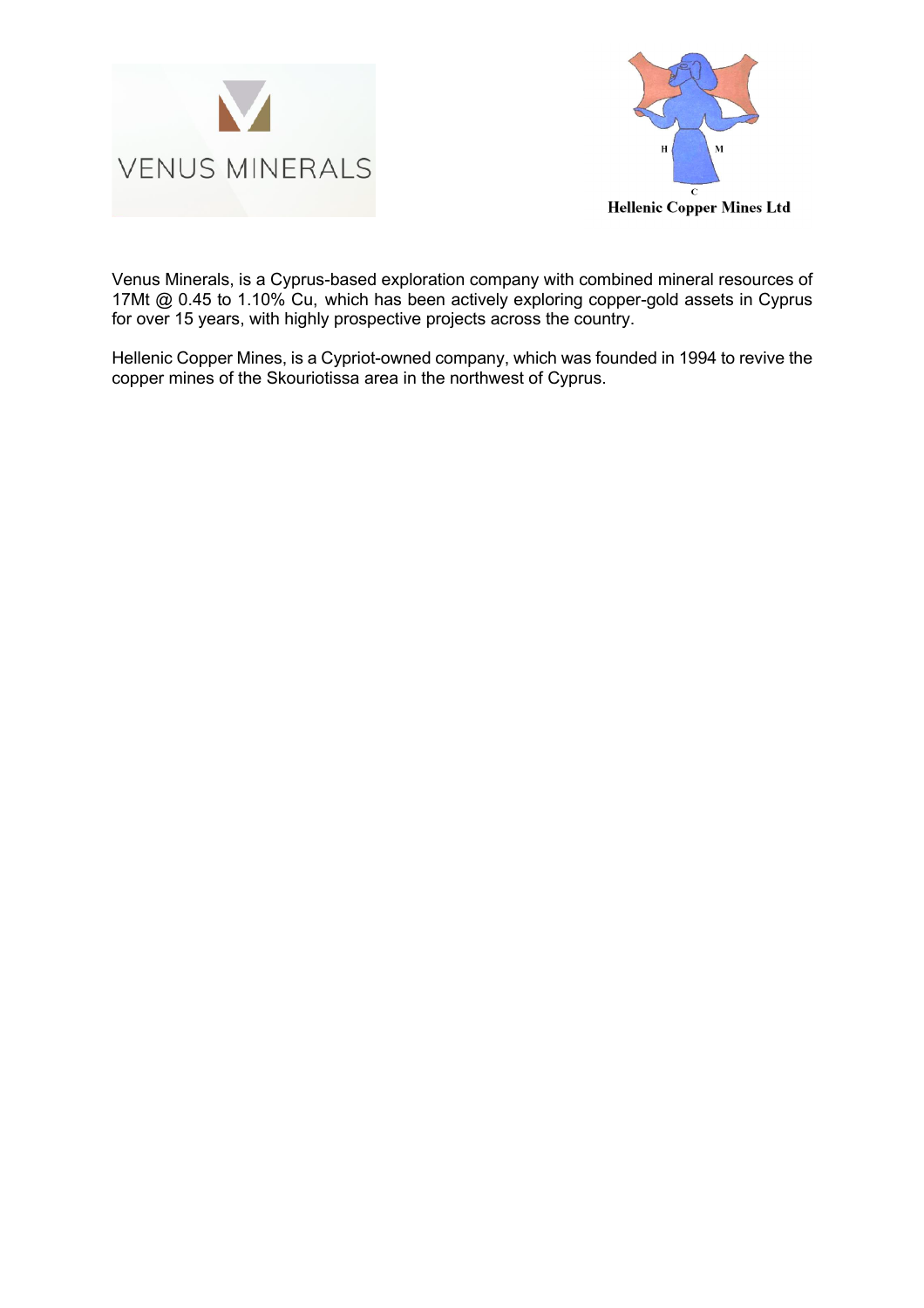VENUS MINERALS

Hellenic Copper Mines Ltd

Venus Minerals, is a Cyprus-based exploration company with combined mineral resources of 17Mt @ 0.45 to 1.10% Cu, which has been actively exploring copper-gold assets in Cyprus for over 15 years, with highly prospective projects across the country.

Hellenic Copper Mines, is a Cypriot-owned company, which was founded in 1994 to revive the copper mines of the Skouriotissa area in the northwest of Cyprus.